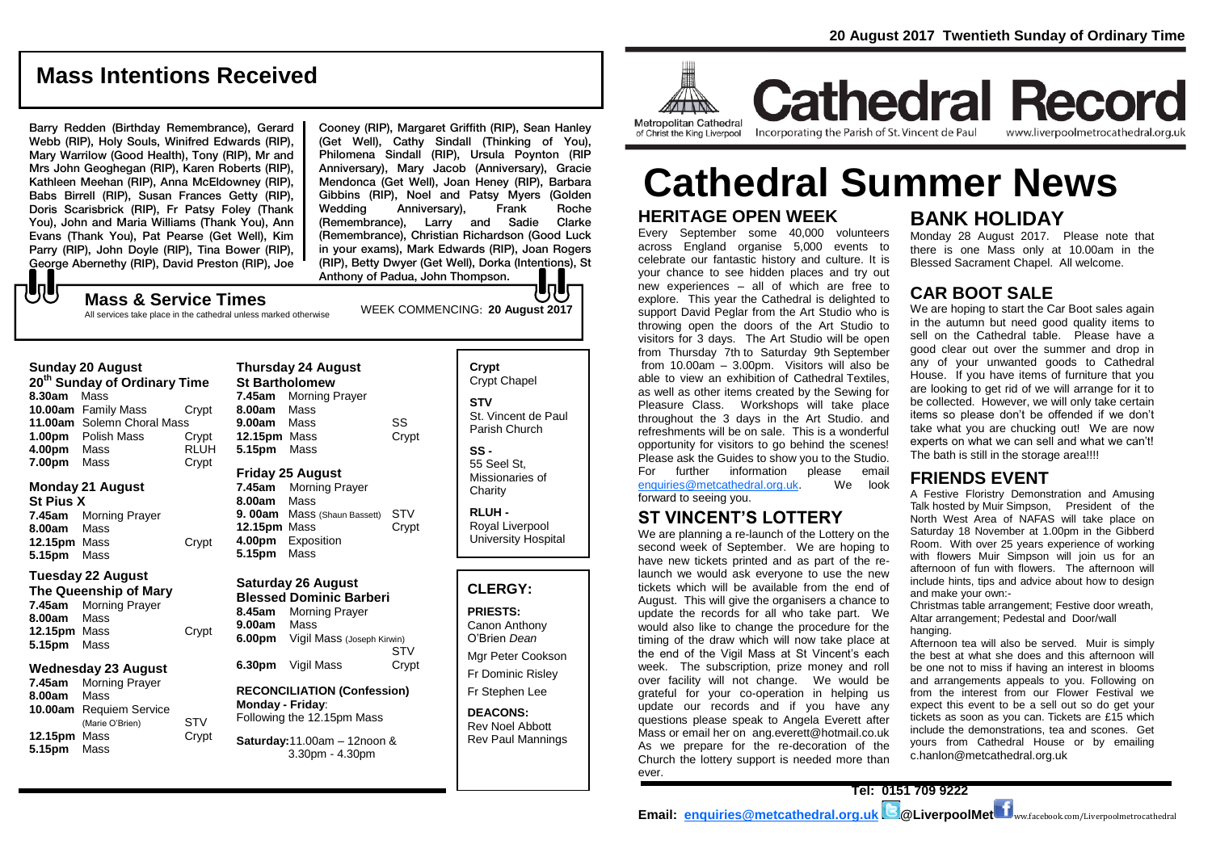# Mass Intentions Received

Barry Redden (Birthday Remembrance), Gerard Webb (RIP), Holy Souls, Winifred Edwards (RIP), Mary Warrilow (Good Health), Tony (RIP), Mr and Mrs John Geoghegan (RIP), Karen Roberts (RIP), Kathleen Meehan (RIP), Anna McEldowney (RIP), Babs Birrell (RIP), Susan Frances Getty (RIP), Doris Scarisbrick (RIP), Fr Patsy Foley (Thank You), John and Maria Williams (Thank You), Ann Evans (Thank You), Pat Pearse (Get Well), Kim Parry (RIP), John Doyle (RIP), Tina Bower (RIP), George Abernethy (RIP), David Preston (RIP), Joe Cooney (RIP), Margaret Griffith (RIP), Sean Hanley (Get Well), Cathy Sindall (Thinking of You), Philomena Sindall (RIP), Ursula Poynton (RIP Anniversary), Mary Jacob (Anniversary), Gracie Mendonca (Get Well), Joan Heney (RIP), Barbara Gibbins (RIP), Noel and Patsy Myers (Golden Wedding Anniversary), Frank Roche (Remembrance), Larry and Sadie Clarke (Remembrance), Christian Richardson (Good Luck in your exams), Mark Edwards (RIP), Joan Rogers (RIP), Betty Dwyer (Get Well), Dorka (Intentions), St Anthony of Padua, John Thompson.

## Mass & Service Times

All services take place in the cathedral unless marked otherwise

WEEK COMMENCING: **20 August 2017**

### Sunday 20 August
**20th Sunday of Ordinary Time**

| | | |
|---|---|---|
| **8.30am** | Mass | |
| **10.00am** | Family Mass | Crypt |
| **11.00am** | Solemn Choral Mass | |
| **1.00pm** | Polish Mass | Crypt |
| **4.00pm** | Mass | RLUH |
| **7.00pm** | Mass | Crypt |

### Monday 21 August
**St Pius X**

| | | |
|---|---|---|
| **7.45am** | Morning Prayer | |
| **8.00am** | Mass | |
| **12.15pm** | Mass | Crypt |
| **5.15pm** | Mass | |

### Tuesday 22 August
**The Queenship of Mary**

| | | |
|---|---|---|
| **7.45am** | Morning Prayer | |
| **8.00am** | Mass | |
| **12.15pm** | Mass | Crypt |
| **5.15pm** | Mass | |

### Wednesday 23 August

| | | |
|---|---|---|
| **7.45am** | Morning Prayer | |
| **8.00am** | Mass | |
| **10.00am** | Requiem Service (Marie O'Brien) | STV |
| **12.15pm** | Mass | Crypt |
| **5.15pm** | Mass | |

### Thursday 24 August
**St Bartholomew**

| | | |
|---|---|---|
| **7.45am** | Morning Prayer | |
| **8.00am** | Mass | |
| **9.00am** | Mass | SS |
| **12.15pm** | Mass | Crypt |
| **5.15pm** | Mass | |

### Friday 25 August

| | | |
|---|---|---|
| **7.45am** | Morning Prayer | |
| **8.00am** | Mass | |
| **9. 00am** | Mass (Shaun Bassett) | STV |
| **12.15pm** | Mass | Crypt |
| **4.00pm** | Exposition | |
| **5.15pm** | Mass | |

### Saturday 26 August
**Blessed Dominic Barberi**

| | | |
|---|---|---|
| **8.45am** | Morning Prayer | |
| **9.00am** | Mass | |
| **6.00pm** | Vigil Mass (Joseph Kirwin) | STV |
| **6.30pm** | Vigil Mass | Crypt |

**RECONCILIATION (Confession)**
**Monday - Friday**:
Following the 12.15pm Mass

**Saturday:** 11.00am – 12noon & 3.30pm - 4.30pm

**Crypt** Crypt Chapel

**STV** St. Vincent de Paul Parish Church

**SS -** 55 Seel St, Missionaries of Charity

**RLUH -** Royal Liverpool University Hospital

### CLERGY:

**PRIESTS:**
Canon Anthony O'Brien *Dean*
Mgr Peter Cookson
Fr Dominic Risley
Fr Stephen Lee

**DEACONS:**
Rev Noel Abbott
Rev Paul Mannings

**20 August 2017 Twentieth Sunday of Ordinary Time**

Metropolitan Cathedral of Christ the King Liverpool

# Cathedral Record

Incorporating the Parish of St. Vincent de Paul www.liverpoolmetrocathedral.org.uk

# Cathedral Summer News

## HERITAGE OPEN WEEK

Every September some 40,000 volunteers across England organise 5,000 events to celebrate our fantastic history and culture. It is your chance to see hidden places and try out new experiences – all of which are free to explore. This year the Cathedral is delighted to support David Peglar from the Art Studio who is throwing open the doors of the Art Studio to visitors for 3 days. The Art Studio will be open from Thursday 7th to Saturday 9th September from 10.00am – 3.00pm. Visitors will also be able to view an exhibition of Cathedral Textiles, as well as other items created by the Sewing for Pleasure Class. Workshops will take place throughout the 3 days in the Art Studio. and refreshments will be on sale. This is a wonderful opportunity for visitors to go behind the scenes! Please ask the Guides to show you to the Studio. For further information please email enquiries@metcathedral.org.uk. We look forward to seeing you.

## ST VINCENT'S LOTTERY

We are planning a re-launch of the Lottery on the second week of September. We are hoping to have new tickets printed and as part of the re-launch we would ask everyone to use the new tickets which will be available from the end of August. This will give the organisers a chance to update the records for all who take part. We would also like to change the procedure for the timing of the draw which will now take place at the end of the Vigil Mass at St Vincent's each week. The subscription, prize money and roll over facility will not change. We would be grateful for your co-operation in helping us update our records and if you have any questions please speak to Angela Everett after Mass or email her on ang.everett@hotmail.co.uk As we prepare for the re-decoration of the Church the lottery support is needed more than ever.

## BANK HOLIDAY

Monday 28 August 2017. Please note that there is one Mass only at 10.00am in the Blessed Sacrament Chapel. All welcome.

## CAR BOOT SALE

We are hoping to start the Car Boot sales again in the autumn but need good quality items to sell on the Cathedral table. Please have a good clear out over the summer and drop in any of your unwanted goods to Cathedral House. If you have items of furniture that you are looking to get rid of we will arrange for it to be collected. However, we will only take certain items so please don't be offended if we don't take what you are chucking out! We are now experts on what we can sell and what we can't! The bath is still in the storage area!!!!

## FRIENDS EVENT

A Festive Floristry Demonstration and Amusing Talk hosted by Muir Simpson, President of the North West Area of NAFAS will take place on Saturday 18 November at 1.00pm in the Gibberd Room. With over 25 years experience of working with flowers Muir Simpson will join us for an afternoon of fun with flowers. The afternoon will include hints, tips and advice about how to design and make your own:-

Christmas table arrangement; Festive door wreath, Altar arrangement; Pedestal and Door/wall hanging.

Afternoon tea will also be served. Muir is simply the best at what she does and this afternoon will be one not to miss if having an interest in blooms and arrangements appeals to you. Following on from the interest from our Flower Festival we expect this event to be a sell out so do get your tickets as soon as you can. Tickets are £15 which include the demonstrations, tea and scones. Get yours from Cathedral House or by emailing c.hanlon@metcathedral.org.uk

**Tel: 0151 709 9222**

**Email: enquiries@metcathedral.org.uk @LiverpoolMet** ww.facebook.com/Liverpoolmetrocathedral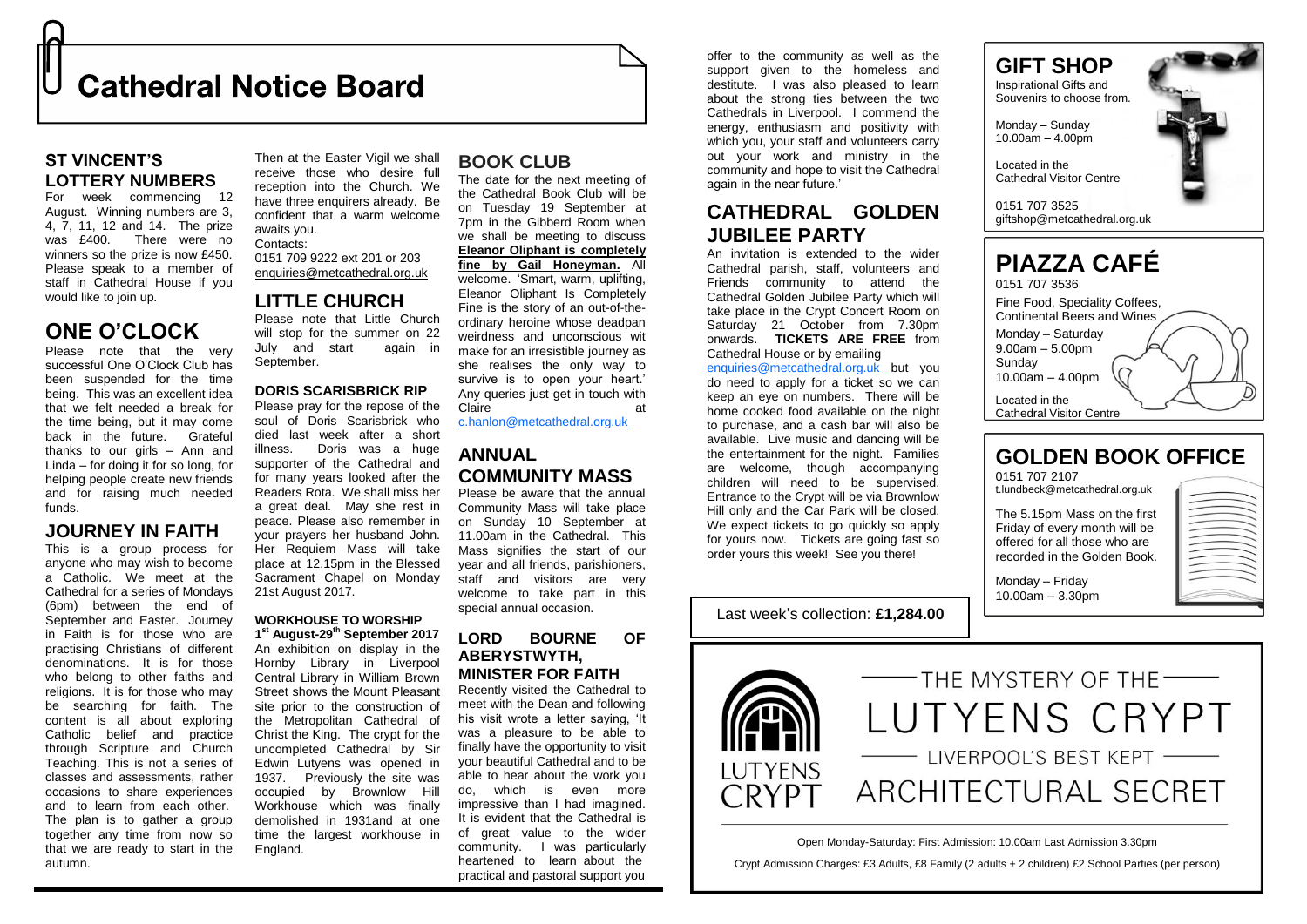# Cathedral Notice Board

## ST VINCENT'S LOTTERY NUMBERS

For week commencing 12 August. Winning numbers are 3, 4, 7, 11, 12 and 14. The prize was £400. There were no winners so the prize is now £450. Please speak to a member of staff in Cathedral House if you would like to join up.

## ONE O'CLOCK

Please note that the very successful One O'Clock Club has been suspended for the time being. This was an excellent idea that we felt needed a break for the time being, but it may come back in the future. Grateful thanks to our girls – Ann and Linda – for doing it for so long, for helping people create new friends and for raising much needed funds.

## JOURNEY IN FAITH

This is a group process for anyone who may wish to become a Catholic. We meet at the Cathedral for a series of Mondays (6pm) between the end of September and Easter. Journey in Faith is for those who are practising Christians of different denominations. It is for those who belong to other faiths and religions. It is for those who may be searching for faith. The content is all about exploring Catholic belief and practice through Scripture and Church Teaching. This is not a series of classes and assessments, rather occasions to share experiences and to learn from each other. The plan is to gather a group together any time from now so that we are ready to start in the autumn.

Then at the Easter Vigil we shall receive those who desire full reception into the Church. We have three enquirers already. Be confident that a warm welcome awaits you.

Contacts:
0151 709 9222 ext 201 or 203
enquiries@metcathedral.org.uk

## LITTLE CHURCH

Please note that Little Church will stop for the summer on 22 July and start again in September.

### DORIS SCARISBRICK RIP

Please pray for the repose of the soul of Doris Scarisbrick who died last week after a short illness. Doris was a huge supporter of the Cathedral and for many years looked after the Readers Rota. We shall miss her a great deal. May she rest in peace. Please also remember in your prayers her husband John. Her Requiem Mass will take place at 12.15pm in the Blessed Sacrament Chapel on Monday 21st August 2017.

### WORKHOUSE TO WORSHIP
**1st August-29th September 2017**

An exhibition on display in the Hornby Library in Liverpool Central Library in William Brown Street shows the Mount Pleasant site prior to the construction of the Metropolitan Cathedral of Christ the King. The crypt for the uncompleted Cathedral by Sir Edwin Lutyens was opened in 1937. Previously the site was occupied by Brownlow Hill Workhouse which was finally demolished in 1931and at one time the largest workhouse in England.

## BOOK CLUB

The date for the next meeting of the Cathedral Book Club will be on Tuesday 19 September at 7pm in the Gibberd Room when we shall be meeting to discuss **Eleanor Oliphant is completely fine by Gail Honeyman.** All welcome. 'Smart, warm, uplifting, Eleanor Oliphant Is Completely Fine is the story of an out-of-the-ordinary heroine whose deadpan weirdness and unconscious wit make for an irresistible journey as she realises the only way to survive is to open your heart.' Any queries just get in touch with Claire at c.hanlon@metcathedral.org.uk

## ANNUAL COMMUNITY MASS

Please be aware that the annual Community Mass will take place on Sunday 10 September at 11.00am in the Cathedral. This Mass signifies the start of our year and all friends, parishioners, staff and visitors are very welcome to take part in this special annual occasion.

### LORD BOURNE OF ABERYSTWYTH, MINISTER FOR FAITH

Recently visited the Cathedral to meet with the Dean and following his visit wrote a letter saying, 'It was a pleasure to be able to finally have the opportunity to visit your beautiful Cathedral and to be able to hear about the work you do, which is even more impressive than I had imagined. It is evident that the Cathedral is of great value to the wider community. I was particularly heartened to learn about the practical and pastoral support you offer to the community as well as the support given to the homeless and destitute. I was also pleased to learn about the strong ties between the two Cathedrals in Liverpool. I commend the energy, enthusiasm and positivity with which you, your staff and volunteers carry out your work and ministry in the community and hope to visit the Cathedral again in the near future.'

## CATHEDRAL GOLDEN JUBILEE PARTY

An invitation is extended to the wider Cathedral parish, staff, volunteers and Friends community to attend the Cathedral Golden Jubilee Party which will take place in the Crypt Concert Room on Saturday 21 October from 7.30pm onwards. **TICKETS ARE FREE** from Cathedral House or by emailing enquiries@metcathedral.org.uk but you do need to apply for a ticket so we can keep an eye on numbers. There will be home cooked food available on the night to purchase, and a cash bar will also be available. Live music and dancing will be the entertainment for the night. Families are welcome, though accompanying children will need to be supervised. Entrance to the Crypt will be via Brownlow Hill only and the Car Park will be closed. We expect tickets to go quickly so apply for yours now. Tickets are going fast so order yours this week! See you there!

Last week's collection: **£1,284.00**

## GIFT SHOP

Inspirational Gifts and Souvenirs to choose from.

Monday – Sunday
10.00am – 4.00pm

Located in the Cathedral Visitor Centre

0151 707 3525
giftshop@metcathedral.org.uk

## PIAZZA CAFÉ

0151 707 3536

Fine Food, Speciality Coffees, Continental Beers and Wines

Monday – Saturday
9.00am – 5.00pm
Sunday
10.00am – 4.00pm

Located in the Cathedral Visitor Centre

## GOLDEN BOOK OFFICE

0151 707 2107
t.lundbeck@metcathedral.org.uk

The 5.15pm Mass on the first Friday of every month will be offered for all those who are recorded in the Golden Book.

Monday – Friday
10.00am – 3.30pm

LUTYENS CRYPT

THE MYSTERY OF THE LUTYENS CRYPT — LIVERPOOL'S BEST KEPT — ARCHITECTURAL SECRET

Open Monday-Saturday: First Admission: 10.00am Last Admission 3.30pm

Crypt Admission Charges: £3 Adults, £8 Family (2 adults + 2 children) £2 School Parties (per person)